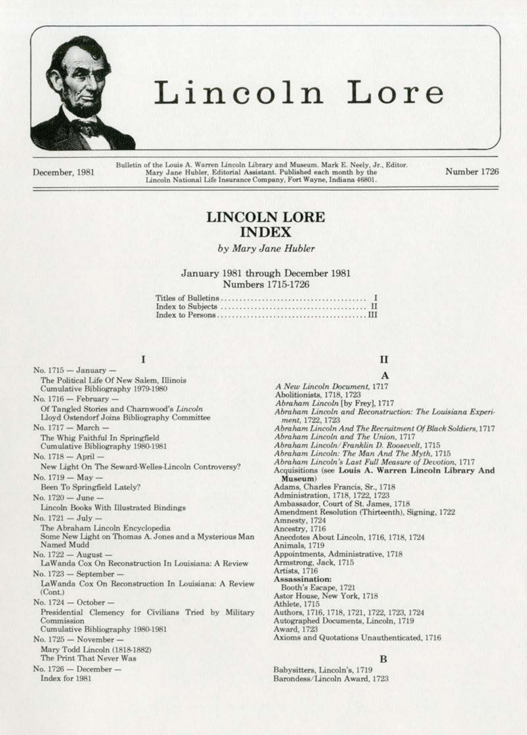# Lincoln Lore

December, 1981

Bulletin of the Louis A. Warren Lincoln Library and Museum. Mark E. Neely, Jr., Editor. Mary Jane Hubler, Editorial Assistant. Published each month by the Lincoln National Life Insurance Company, Fort Wayne, Indiana 46801.

Number 1726

## LINCOLN LORE INDEX

*by Mary Jane Hubler*

January 1981 through December 1981
Numbers 1715-1726

Titles of Bulletins ........................................ I
Index to Subjects ........................................ II
Index to Persons ........................................ III

### I

No. 1715 — January —
The Political Life Of New Salem, Illinois
Cumulative Bibliography 1979-1980

No. 1716 — February —
Of Tangled Stories and Charnwood's *Lincoln*
Lloyd Ostendorf Joins Bibliography Committee

No. 1717 — March —
The Whig Faithful In Springfield
Cumulative Bibliography 1980-1981

No. 1718 — April —
New Light On The Seward-Welles-Lincoln Controversy?

No. 1719 — May —
Been To Springfield Lately?

No. 1720 — June —
Lincoln Books With Illustrated Bindings

No. 1721 — July —
The Abraham Lincoln Encyclopedia
Some New Light on Thomas A. Jones and a Mysterious Man Named Mudd

No. 1722 — August —
LaWanda Cox On Reconstruction In Louisiana: A Review

No. 1723 — September —
LaWanda Cox On Reconstruction In Louisiana: A Review (Cont.)

No. 1724 — October —
Presidential Clemency for Civilians Tried by Military Commission
Cumulative Bibliography 1980-1981

No. 1725 — November —
Mary Todd Lincoln (1818-1882)
The Print That Never Was

No. 1726 — December —
Index for 1981

### II

#### A

*A New Lincoln Document*, 1717
Abolitionists, 1718, 1723
*Abraham Lincoln* [by Frey], 1717
*Abraham Lincoln and Reconstruction: The Louisiana Experiment*, 1722, 1723
*Abraham Lincoln And The Recruitment Of Black Soldiers*, 1717
*Abraham Lincoln and The Union*, 1717
*Abraham Lincoln/Franklin D. Roosevelt*, 1715
*Abraham Lincoln: The Man And The Myth*, 1715
*Abraham Lincoln's Last Full Measure of Devotion*, 1717
Acquisitions (see **Louis A. Warren Lincoln Library And Museum**)
Adams, Charles Francis, Sr., 1718
Administration, 1718, 1722, 1723
Ambassador, Court of St. James, 1718
Amendment Resolution (Thirteenth), Signing, 1722
Amnesty, 1724
Ancestry, 1716
Anecdotes About Lincoln, 1716, 1718, 1724
Animals, 1719
Appointments, Administrative, 1718
Armstrong, Jack, 1715
Artists, 1716
**Assassination:**
Booth's Escape, 1721
Astor House, New York, 1718
Athlete, 1715
Authors, 1716, 1718, 1721, 1722, 1723, 1724
Autographed Documents, Lincoln, 1719
Award, 1723
Axioms and Quotations Unauthenticated, 1716

#### B

Babysitters, Lincoln's, 1719
Barondess/Lincoln Award, 1723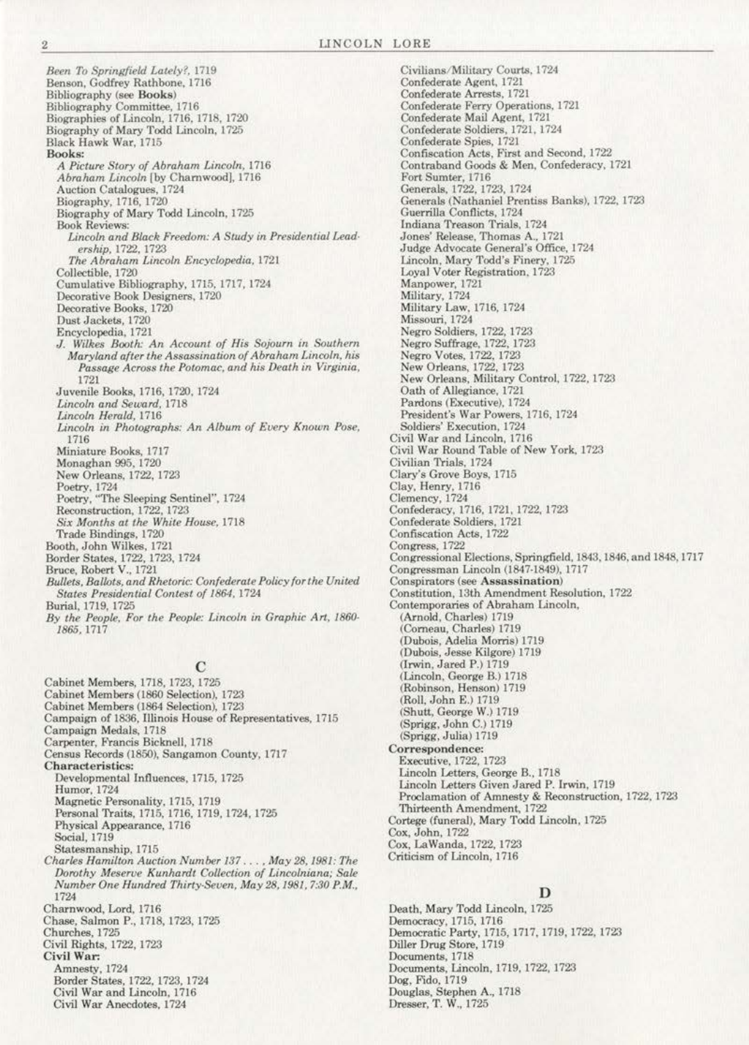*Been To Springfield Lately?*, 1719
Benson, Godfrey Rathbone, 1716
Bibliography (see **Books**)
Bibliography Committee, 1716
Biographies of Lincoln, 1716, 1718, 1720
Biography of Mary Todd Lincoln, 1725
Black Hawk War, 1715
**Books:**
  *A Picture Story of Abraham Lincoln*, 1716
  *Abraham Lincoln* [by Charnwood], 1716
  Auction Catalogues, 1724
  Biography, 1716, 1720
  Biography of Mary Todd Lincoln, 1725
  Book Reviews:
    *Lincoln and Black Freedom: A Study in Presidential Leadership*, 1722, 1723
    *The Abraham Lincoln Encyclopedia*, 1721
  Collectible, 1720
  Cumulative Bibliography, 1715, 1717, 1724
  Decorative Book Designers, 1720
  Decorative Books, 1720
  Dust Jackets, 1720
  Encyclopedia, 1721
  *J. Wilkes Booth: An Account of His Sojourn in Southern Maryland after the Assassination of Abraham Lincoln, his Passage Across the Potomac, and his Death in Virginia*, 1721
  Juvenile Books, 1716, 1720, 1724
  *Lincoln and Seward*, 1718
  *Lincoln Herald*, 1716
  *Lincoln in Photographs: An Album of Every Known Pose*, 1716
  Miniature Books, 1717
  Monaghan 995, 1720
  New Orleans, 1722, 1723
  Poetry, 1724
  Poetry, "The Sleeping Sentinel", 1724
  Reconstruction, 1722, 1723
  *Six Months at the White House*, 1718
  Trade Bindings, 1720
Booth, John Wilkes, 1721
Border States, 1722, 1723, 1724
Bruce, Robert V., 1721
*Bullets, Ballots, and Rhetoric: Confederate Policy for the United States Presidential Contest of 1864*, 1724
Burial, 1719, 1725
*By the People, For the People: Lincoln in Graphic Art, 1860-1865*, 1717

## C

Cabinet Members, 1718, 1723, 1725
Cabinet Members (1860 Selection), 1723
Cabinet Members (1864 Selection), 1723
Campaign of 1836, Illinois House of Representatives, 1715
Campaign Medals, 1718
Carpenter, Francis Bicknell, 1718
Census Records (1850), Sangamon County, 1717
**Characteristics:**
  Developmental Influences, 1715, 1725
  Humor, 1724
  Magnetic Personality, 1715, 1719
  Personal Traits, 1715, 1716, 1719, 1724, 1725
  Physical Appearance, 1716
  Social, 1719
  Statesmanship, 1715
*Charles Hamilton Auction Number 137 . . . , May 28, 1981: The Dorothy Meserve Kunhardt Collection of Lincolniana; Sale Number One Hundred Thirty-Seven, May 28, 1981, 7:30 P.M.*, 1724
Charnwood, Lord, 1716
Chase, Salmon P., 1718, 1723, 1725
Churches, 1725
Civil Rights, 1722, 1723
**Civil War:**
  Amnesty, 1724
  Border States, 1722, 1723, 1724
  Civil War and Lincoln, 1716
  Civil War Anecdotes, 1724
  Civilians/Military Courts, 1724
  Confederate Agent, 1721
  Confederate Arrests, 1721
  Confederate Ferry Operations, 1721
  Confederate Mail Agent, 1721
  Confederate Soldiers, 1721, 1724
  Confederate Spies, 1721
  Confiscation Acts, First and Second, 1722
  Contraband Goods & Men, Confederacy, 1721
  Fort Sumter, 1716
  Generals, 1722, 1723, 1724
  Generals (Nathaniel Prentiss Banks), 1722, 1723
  Guerrilla Conflicts, 1724
  Indiana Treason Trials, 1724
  Jones' Release, Thomas A., 1721
  Judge Advocate General's Office, 1724
  Lincoln, Mary Todd's Finery, 1725
  Loyal Voter Registration, 1723
  Manpower, 1721
  Military, 1724
  Military Law, 1716, 1724
  Missouri, 1724
  Negro Soldiers, 1722, 1723
  Negro Suffrage, 1722, 1723
  Negro Votes, 1722, 1723
  New Orleans, 1722, 1723
  New Orleans, Military Control, 1722, 1723
  Oath of Allegiance, 1721
  Pardons (Executive), 1724
  President's War Powers, 1716, 1724
  Soldiers' Execution, 1724
Civil War and Lincoln, 1716
Civil War Round Table of New York, 1723
Civilian Trials, 1724
Clary's Grove Boys, 1715
Clay, Henry, 1716
Clemency, 1724
Confederacy, 1716, 1721, 1722, 1723
Confederate Soldiers, 1721
Confiscation Acts, 1722
Congress, 1722
Congressional Elections, Springfield, 1843, 1846, and 1848, 1717
Congressman Lincoln (1847-1849), 1717
Conspirators (see **Assassination**)
Constitution, 13th Amendment Resolution, 1722
Contemporaries of Abraham Lincoln,
  (Arnold, Charles) 1719
  (Corneau, Charles) 1719
  (Dubois, Adelia Morris) 1719
  (Dubois, Jesse Kilgore) 1719
  (Irwin, Jared P.) 1719
  (Lincoln, George B.) 1718
  (Robinson, Henson) 1719
  (Roll, John E.) 1719
  (Shutt, George W.) 1719
  (Sprigg, John C.) 1719
  (Sprigg, Julia) 1719
**Correspondence:**
  Executive, 1722, 1723
  Lincoln Letters, George B., 1718
  Lincoln Letters Given Jared P. Irwin, 1719
  Proclamation of Amnesty & Reconstruction, 1722, 1723
  Thirteenth Amendment, 1722
Cortege (funeral), Mary Todd Lincoln, 1725
Cox, John, 1722
Cox, LaWanda, 1722, 1723
Criticism of Lincoln, 1716

## D

Death, Mary Todd Lincoln, 1725
Democracy, 1715, 1716
Democratic Party, 1715, 1717, 1719, 1722, 1723
Diller Drug Store, 1719
Documents, 1718
Documents, Lincoln, 1719, 1722, 1723
Dog, Fido, 1719
Douglas, Stephen A., 1718
Dresser, T. W., 1725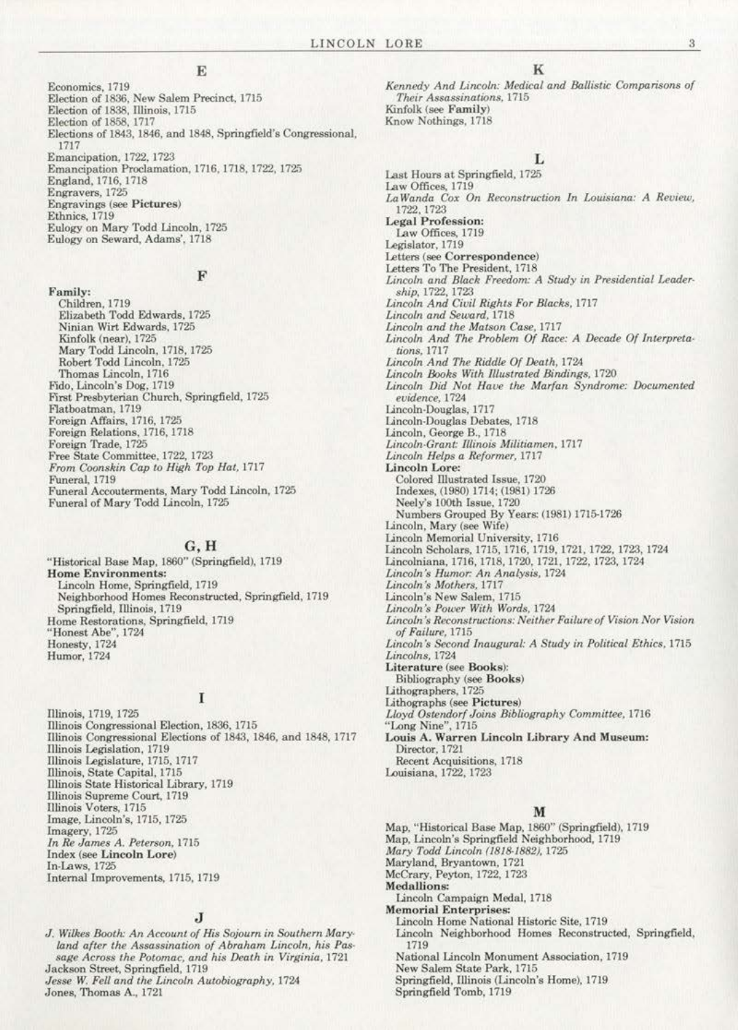## E

Economics, 1719
Election of 1836, New Salem Precinct, 1715
Election of 1838, Illinois, 1715
Election of 1858, 1717
Elections of 1843, 1846, and 1848, Springfield's Congressional, 1717
Emancipation, 1722, 1723
Emancipation Proclamation, 1716, 1718, 1722, 1725
England, 1716, 1718
Engravers, 1725
Engravings (see **Pictures**)
Ethnics, 1719
Eulogy on Mary Todd Lincoln, 1725
Eulogy on Seward, Adams', 1718

## F

**Family:**
Children, 1719
Elizabeth Todd Edwards, 1725
Ninian Wirt Edwards, 1725
Kinfolk (near), 1725
Mary Todd Lincoln, 1718, 1725
Robert Todd Lincoln, 1725
Thomas Lincoln, 1716
Fido, Lincoln's Dog, 1719
First Presbyterian Church, Springfield, 1725
Flatboatman, 1719
Foreign Affairs, 1716, 1725
Foreign Relations, 1716, 1718
Foreign Trade, 1725
Free State Committee, 1722, 1723
*From Coonskin Cap to High Top Hat*, 1717
Funeral, 1719
Funeral Accouterments, Mary Todd Lincoln, 1725
Funeral of Mary Todd Lincoln, 1725

## G, H

"Historical Base Map, 1860" (Springfield), 1719
**Home Environments:**
Lincoln Home, Springfield, 1719
Neighborhood Homes Reconstructed, Springfield, 1719
Springfield, Illinois, 1719
Home Restorations, Springfield, 1719
"Honest Abe", 1724
Honesty, 1724
Humor, 1724

## I

Illinois, 1719, 1725
Illinois Congressional Election, 1836, 1715
Illinois Congressional Elections of 1843, 1846, and 1848, 1717
Illinois Legislation, 1719
Illinois Legislature, 1715, 1717
Illinois, State Capital, 1715
Illinois State Historical Library, 1719
Illinois Supreme Court, 1719
Illinois Voters, 1715
Image, Lincoln's, 1715, 1725
Imagery, 1725
*In Re James A. Peterson*, 1715
Index (see **Lincoln Lore**)
In-Laws, 1725
Internal Improvements, 1715, 1719

## J

*J. Wilkes Booth: An Account of His Sojourn in Southern Maryland after the Assassination of Abraham Lincoln, his Passage Across the Potomac, and his Death in Virginia*, 1721
Jackson Street, Springfield, 1719
*Jesse W. Fell and the Lincoln Autobiography*, 1724
Jones, Thomas A., 1721

## K

*Kennedy And Lincoln: Medical and Ballistic Comparisons of Their Assassinations*, 1715
Kinfolk (see **Family**)
Know Nothings, 1718

## L

Last Hours at Springfield, 1725
Law Offices, 1719
*LaWanda Cox On Reconstruction In Louisiana: A Review*, 1722, 1723
**Legal Profession:**
Law Offices, 1719
Legislator, 1719
Letters (see **Correspondence**)
Letters To The President, 1718
*Lincoln and Black Freedom: A Study in Presidential Leadership*, 1722, 1723
*Lincoln And Civil Rights For Blacks*, 1717
*Lincoln and Seward*, 1718
*Lincoln and the Matson Case*, 1717
*Lincoln And The Problem Of Race: A Decade Of Interpretations*, 1717
*Lincoln And The Riddle Of Death*, 1724
*Lincoln Books With Illustrated Bindings*, 1720
*Lincoln Did Not Have the Marfan Syndrome: Documented evidence*, 1724
Lincoln-Douglas, 1717
Lincoln-Douglas Debates, 1718
Lincoln, George B., 1718
*Lincoln-Grant: Illinois Militiamen*, 1717
*Lincoln Helps a Reformer*, 1717
**Lincoln Lore:**
Colored Illustrated Issue, 1720
Indexes, (1980) 1714; (1981) 1726
Neely's 100th Issue, 1720
Numbers Grouped By Years: (1981) 1715-1726
Lincoln, Mary (see Wife)
Lincoln Memorial University, 1716
Lincoln Scholars, 1715, 1716, 1719, 1721, 1722, 1723, 1724
Lincolniana, 1716, 1718, 1720, 1721, 1722, 1723, 1724
*Lincoln's Humor: An Analysis*, 1724
*Lincoln's Mothers*, 1717
Lincoln's New Salem, 1715
*Lincoln's Power With Words*, 1724
*Lincoln's Reconstructions: Neither Failure of Vision Nor Vision of Failure*, 1715
*Lincoln's Second Inaugural: A Study in Political Ethics*, 1715
*Lincolns*, 1724
**Literature** (see **Books**):
Bibliography (see **Books**)
Lithographers, 1725
Lithographs (see **Pictures**)
*Lloyd Ostendorf Joins Bibliography Committee*, 1716
"Long Nine", 1715
**Louis A. Warren Lincoln Library And Museum:**
Director, 1721
Recent Acquisitions, 1718
Louisiana, 1722, 1723

## M

Map, "Historical Base Map, 1860" (Springfield), 1719
Map, Lincoln's Springfield Neighborhood, 1719
*Mary Todd Lincoln (1818-1882)*, 1725
Maryland, Bryantown, 1721
McCrary, Peyton, 1722, 1723
**Medallions:**
Lincoln Campaign Medal, 1718
**Memorial Enterprises:**
Lincoln Home National Historic Site, 1719
Lincoln Neighborhood Homes Reconstructed, Springfield, 1719
National Lincoln Monument Association, 1719
New Salem State Park, 1715
Springfield, Illinois (Lincoln's Home), 1719
Springfield Tomb, 1719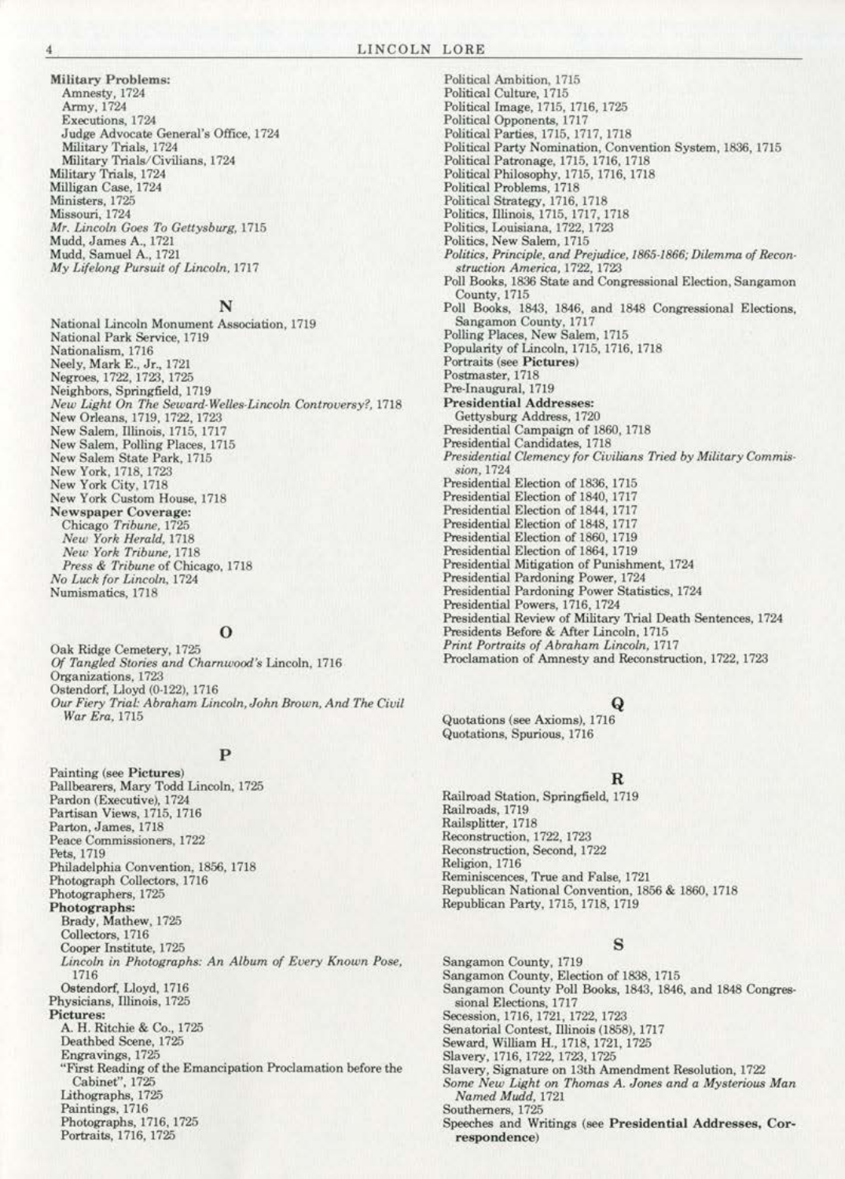**Military Problems:**
Amnesty, 1724
Army, 1724
Executions, 1724
Judge Advocate General's Office, 1724
Military Trials, 1724
Military Trials/Civilians, 1724
Military Trials, 1724
Milligan Case, 1724
Ministers, 1725
Missouri, 1724
*Mr. Lincoln Goes To Gettysburg,* 1715
Mudd, James A., 1721
Mudd, Samuel A., 1721
*My Lifelong Pursuit of Lincoln,* 1717

## N

National Lincoln Monument Association, 1719
National Park Service, 1719
Nationalism, 1716
Neely, Mark E., Jr., 1721
Negroes, 1722, 1723, 1725
Neighbors, Springfield, 1719
*New Light On The Seward-Welles-Lincoln Controversy?,* 1718
New Orleans, 1719, 1722, 1723
New Salem, Illinois, 1715, 1717
New Salem, Polling Places, 1715
New Salem State Park, 1715
New York, 1718, 1723
New York City, 1718
New York Custom House, 1718
**Newspaper Coverage:**
Chicago *Tribune,* 1725
*New York Herald,* 1718
*New York Tribune,* 1718
*Press & Tribune* of Chicago, 1718
*No Luck for Lincoln,* 1724
Numismatics, 1718

## O

Oak Ridge Cemetery, 1725
*Of Tangled Stories and Charnwood's* Lincoln, 1716
Organizations, 1723
Ostendorf, Lloyd (0-122), 1716
*Our Fiery Trial: Abraham Lincoln, John Brown, And The Civil War Era,* 1715

## P

Painting (see **Pictures**)
Pallbearers, Mary Todd Lincoln, 1725
Pardon (Executive), 1724
Partisan Views, 1715, 1716
Parton, James, 1718
Peace Commissioners, 1722
Pets, 1719
Philadelphia Convention, 1856, 1718
Photograph Collectors, 1716
Photographers, 1725
**Photographs:**
Brady, Mathew, 1725
Collectors, 1716
Cooper Institute, 1725
*Lincoln in Photographs: An Album of Every Known Pose,* 1716
Ostendorf, Lloyd, 1716
Physicians, Illinois, 1725
**Pictures:**
A. H. Ritchie & Co., 1725
Deathbed Scene, 1725
Engravings, 1725
"First Reading of the Emancipation Proclamation before the Cabinet", 1725
Lithographs, 1725
Paintings, 1716
Photographs, 1716, 1725
Portraits, 1716, 1725

Political Ambition, 1715
Political Culture, 1715
Political Image, 1715, 1716, 1725
Political Opponents, 1717
Political Parties, 1715, 1717, 1718
Political Party Nomination, Convention System, 1836, 1715
Political Patronage, 1715, 1716, 1718
Political Philosophy, 1715, 1716, 1718
Political Problems, 1718
Political Strategy, 1716, 1718
Politics, Illinois, 1715, 1717, 1718
Politics, Louisiana, 1722, 1723
Politics, New Salem, 1715
*Politics, Principle, and Prejudice, 1865-1866; Dilemma of Reconstruction America,* 1722, 1723
Poll Books, 1836 State and Congressional Election, Sangamon County, 1715
Poll Books, 1843, 1846, and 1848 Congressional Elections, Sangamon County, 1717
Polling Places, New Salem, 1715
Popularity of Lincoln, 1715, 1716, 1718
Portraits (see **Pictures**)
Postmaster, 1718
Pre-Inaugural, 1719
**Presidential Addresses:**
Gettysburg Address, 1720
Presidential Campaign of 1860, 1718
Presidential Candidates, 1718
*Presidential Clemency for Civilians Tried by Military Commission,* 1724
Presidential Election of 1836, 1715
Presidential Election of 1840, 1717
Presidential Election of 1844, 1717
Presidential Election of 1848, 1717
Presidential Election of 1860, 1719
Presidential Election of 1864, 1719
Presidential Mitigation of Punishment, 1724
Presidential Pardoning Power, 1724
Presidential Pardoning Power Statistics, 1724
Presidential Powers, 1716, 1724
Presidential Review of Military Trial Death Sentences, 1724
Presidents Before & After Lincoln, 1715
*Print Portraits of Abraham Lincoln,* 1717
Proclamation of Amnesty and Reconstruction, 1722, 1723

## Q

Quotations (see Axioms), 1716
Quotations, Spurious, 1716

## R

Railroad Station, Springfield, 1719
Railroads, 1719
Railsplitter, 1718
Reconstruction, 1722, 1723
Reconstruction, Second, 1722
Religion, 1716
Reminiscences, True and False, 1721
Republican National Convention, 1856 & 1860, 1718
Republican Party, 1715, 1718, 1719

## S

Sangamon County, 1719
Sangamon County, Election of 1838, 1715
Sangamon County Poll Books, 1843, 1846, and 1848 Congressional Elections, 1717
Secession, 1716, 1721, 1722, 1723
Senatorial Contest, Illinois (1858), 1717
Seward, William H., 1718, 1721, 1725
Slavery, 1716, 1722, 1723, 1725
Slavery, Signature on 13th Amendment Resolution, 1722
*Some New Light on Thomas A. Jones and a Mysterious Man Named Mudd,* 1721
Southerners, 1725
Speeches and Writings (see **Presidential Addresses, Correspondence**)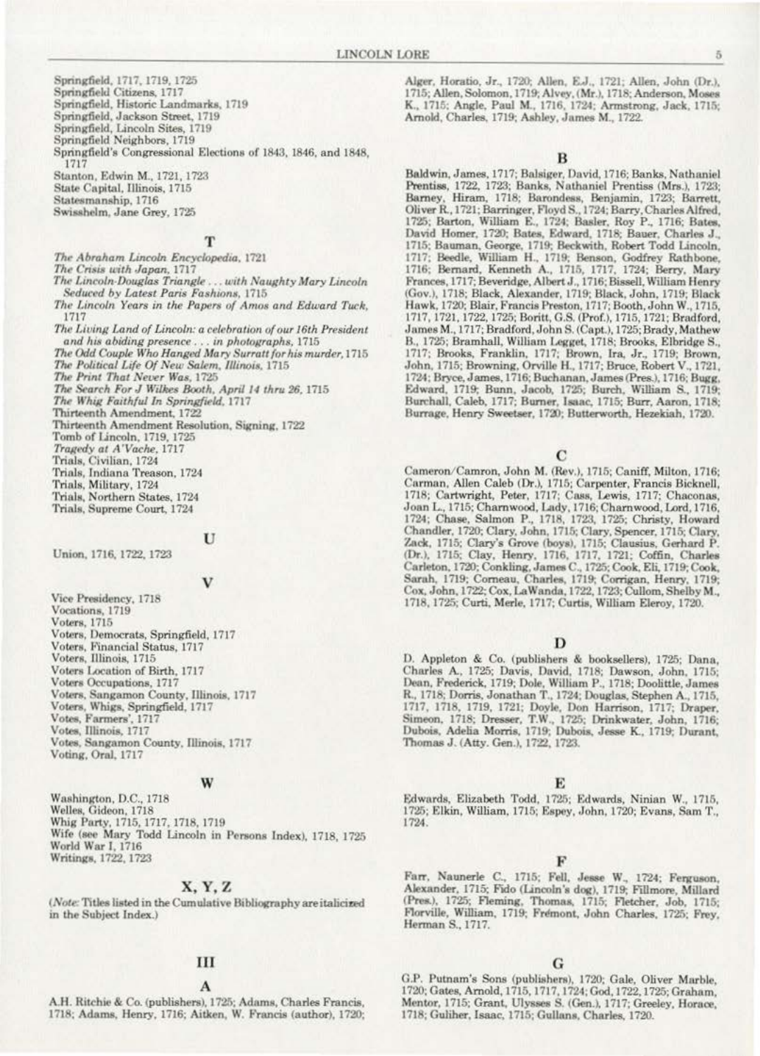Springfield, 1717, 1719, 1725
Springfield Citizens, 1717
Springfield, Historic Landmarks, 1719
Springfield, Jackson Street, 1719
Springfield, Lincoln Sites, 1719
Springfield Neighbors, 1719
Springfield's Congressional Elections of 1843, 1846, and 1848, 1717
Stanton, Edwin M., 1721, 1723
State Capital, Illinois, 1715
Statesmanship, 1716
Swisshelm, Jane Grey, 1725

## T

*The Abraham Lincoln Encyclopedia*, 1721
*The Crisis with Japan*, 1717
*The Lincoln-Douglas Triangle . . . with Naughty Mary Lincoln Seduced by Latest Paris Fashions*, 1715
*The Lincoln Years in the Papers of Amos and Edward Tuck*, 1717
*The Living Land of Lincoln: a celebration of our 16th President and his abiding presence . . . in photographs*, 1715
*The Odd Couple Who Hanged Mary Surratt for his murder*, 1715
*The Political Life Of New Salem, Illinois*, 1715
*The Print That Never Was*, 1725
*The Search For J Wilkes Booth, April 14 thru 26*, 1715
*The Whig Faithful In Springfield*, 1717
Thirteenth Amendment, 1722
Thirteenth Amendment Resolution, Signing, 1722
Tomb of Lincoln, 1719, 1725
*Tragedy at A'Vache*, 1717
Trials, Civilian, 1724
Trials, Indiana Treason, 1724
Trials, Military, 1724
Trials, Northern States, 1724
Trials, Supreme Court, 1724

## U

Union, 1716, 1722, 1723

## V

Vice Presidency, 1718
Vocations, 1719
Voters, 1715
Voters, Democrats, Springfield, 1717
Voters, Financial Status, 1717
Voters, Illinois, 1715
Voters Location of Birth, 1717
Voters Occupations, 1717
Voters, Sangamon County, Illinois, 1717
Voters, Whigs, Springfield, 1717
Votes, Farmers', 1717
Votes, Illinois, 1717
Votes, Sangamon County, Illinois, 1717
Voting, Oral, 1717

## W

Washington, D.C., 1718
Welles, Gideon, 1718
Whig Party, 1715, 1717, 1718, 1719
Wife (see Mary Todd Lincoln in Persons Index), 1718, 1725
World War I, 1716
Writings, 1722, 1723

## X, Y, Z

(*Note:* Titles listed in the Cumulative Bibliography are italicized in the Subject Index.)

# III

## A

A.H. Ritchie & Co. (publishers), 1725; Adams, Charles Francis, 1718; Adams, Henry, 1716; Aitken, W. Francis (author), 1720; Alger, Horatio, Jr., 1720; Allen, E.J., 1721; Allen, John (Dr.), 1715; Allen, Solomon, 1719; Alvey, (Mr.), 1718; Anderson, Moses K., 1715; Angle, Paul M., 1716, 1724; Armstrong, Jack, 1715; Arnold, Charles, 1719; Ashley, James M., 1722.

## B

Baldwin, James, 1717; Balsiger, David, 1716; Banks, Nathaniel Prentiss, 1722, 1723; Banks, Nathaniel Prentiss (Mrs.), 1723; Barney, Hiram, 1718; Barondess, Benjamin, 1723; Barrett, Oliver R., 1721; Barringer, Floyd S., 1724; Barry, Charles Alfred, 1725; Barton, William E., 1724; Basler, Roy P., 1716; Bates, David Homer, 1720; Bates, Edward, 1718; Bauer, Charles J., 1715; Bauman, George, 1719; Beckwith, Robert Todd Lincoln, 1717; Beedle, William H., 1719; Benson, Godfrey Rathbone, 1716; Bernard, Kenneth A., 1715, 1717, 1724; Berry, Mary Frances, 1717; Beveridge, Albert J., 1716; Bissell, William Henry (Gov.), 1718; Black, Alexander, 1719; Black, John, 1719; Black Hawk, 1720; Blair, Francis Preston, 1717; Booth, John W., 1715, 1717, 1721, 1722, 1725; Boritt, G.S. (Prof.), 1715, 1721; Bradford, James M., 1717; Bradford, John S. (Capt.), 1725; Brady, Mathew B., 1725; Bramhall, William Legget, 1718; Brooks, Elbridge S., 1717; Brooks, Franklin, 1717; Brown, Ira, Jr., 1719; Brown, John, 1715; Browning, Orville H., 1717; Bruce, Robert V., 1721, 1724; Bryce, James, 1716; Buchanan, James (Pres.), 1716; Bugg, Edward, 1719; Bunn, Jacob, 1725; Burch, William S., 1719; Burchall, Caleb, 1717; Burner, Isaac, 1715; Burr, Aaron, 1718; Burrage, Henry Sweetser, 1720; Butterworth, Hezekiah, 1720.

## C

Cameron/Camron, John M. (Rev.), 1715; Caniff, Milton, 1716; Carman, Allen Caleb (Dr.), 1715; Carpenter, Francis Bicknell, 1718; Cartwright, Peter, 1717; Cass, Lewis, 1717; Chaconas, Joan L., 1715; Charnwood, Lady, 1716; Charnwood, Lord, 1716, 1724; Chase, Salmon P., 1718, 1723, 1725; Christy, Howard Chandler, 1720; Clary, John, 1715; Clary, Spencer, 1715; Clary, Zack, 1715; Clary's Grove (boys), 1715; Clausius, Gerhard P. (Dr.), 1715; Clay, Henry, 1716, 1717, 1721; Coffin, Charles Carleton, 1720; Conkling, James C., 1725; Cook, Eli, 1719; Cook, Sarah, 1719; Corneau, Charles, 1719; Corrigan, Henry, 1719; Cox, John, 1722; Cox, LaWanda, 1722, 1723; Cullom, Shelby M., 1718, 1725; Curti, Merle, 1717; Curtis, William Eleroy, 1720.

## D

D. Appleton & Co. (publishers & booksellers), 1725; Dana, Charles A., 1725; Davis, David, 1718; Dawson, John, 1715; Dean, Frederick, 1719; Dole, William P., 1718; Doolittle, James R., 1718; Dorris, Jonathan T., 1724; Douglas, Stephen A., 1715, 1717, 1718, 1719, 1721; Doyle, Don Harrison, 1717; Draper, Simeon, 1718; Dresser, T.W., 1725; Drinkwater, John, 1716; Dubois, Adelia Morris, 1719; Dubois, Jesse K., 1719; Durant, Thomas J. (Atty. Gen.), 1722, 1723.

## E

Edwards, Elizabeth Todd, 1725; Edwards, Ninian W., 1715, 1725; Elkin, William, 1715; Espey, John, 1720; Evans, Sam T., 1724.

## F

Farr, Naunerle C., 1715; Fell, Jesse W., 1724; Ferguson, Alexander, 1715; Fido (Lincoln's dog), 1719; Fillmore, Millard (Pres.), 1725; Fleming, Thomas, 1715; Fletcher, Job, 1715; Florville, William, 1719; Frémont, John Charles, 1725; Frey, Herman S., 1717.

## G

G.P. Putnam's Sons (publishers), 1720; Gale, Oliver Marble, 1720; Gates, Arnold, 1715, 1717, 1724; God, 1722, 1725; Graham, Mentor, 1715; Grant, Ulysses S. (Gen.), 1717; Greeley, Horace, 1718; Guliher, Isaac, 1715; Gullans, Charles, 1720.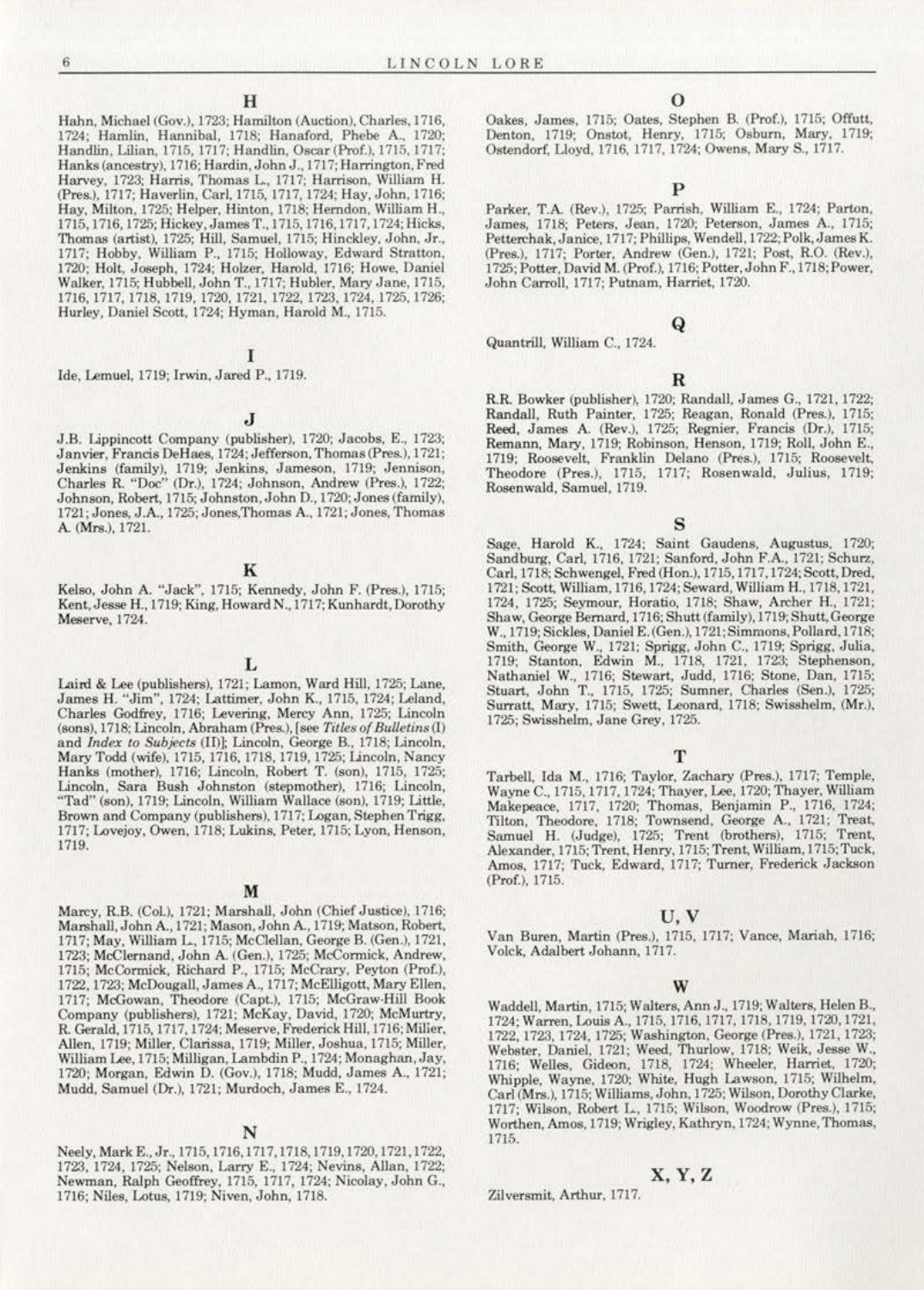## H

Hahn, Michael (Gov.), 1723; Hamilton (Auction), Charles, 1716, 1724; Hamlin, Hannibal, 1718; Hanaford, Phebe A., 1720; Handlin, Lilian, 1715, 1717; Handlin, Oscar (Prof.), 1715, 1717; Hanks (ancestry), 1716; Hardin, John J., 1717; Harrington, Fred Harvey, 1723; Harris, Thomas L., 1717; Harrison, William H. (Pres.), 1717; Haverlin, Carl, 1715, 1717, 1724; Hay, John, 1716; Hay, Milton, 1725; Helper, Hinton, 1718; Herndon, William H., 1715, 1716, 1725; Hickey, James T., 1715, 1716, 1717, 1724; Hicks, Thomas (artist), 1725; Hill, Samuel, 1715; Hinckley, John, Jr., 1717; Hobby, William P., 1715; Holloway, Edward Stratton, 1720; Holt, Joseph, 1724; Holzer, Harold, 1716; Howe, Daniel Walker, 1715; Hubbell, John T., 1717; Hubler, Mary Jane, 1715, 1716, 1717, 1718, 1719, 1720, 1721, 1722, 1723, 1724, 1725, 1726; Hurley, Daniel Scott, 1724; Hyman, Harold M., 1715.

## I

Ide, Lemuel, 1719; Irwin, Jared P., 1719.

## J

J.B. Lippincott Company (publisher), 1720; Jacobs, E., 1723; Janvier, Francis DeHaes, 1724; Jefferson, Thomas (Pres.), 1721; Jenkins (family), 1719; Jenkins, Jameson, 1719; Jennison, Charles R. "Doc" (Dr.), 1724; Johnson, Andrew (Pres.), 1722; Johnson, Robert, 1715; Johnston, John D., 1720; Jones (family), 1721; Jones, J.A., 1725; Jones, Thomas A., 1721; Jones, Thomas A. (Mrs.), 1721.

## K

Kelso, John A. "Jack", 1715; Kennedy, John F. (Pres.), 1715; Kent, Jesse H., 1719; King, Howard N., 1717; Kunhardt, Dorothy Meserve, 1724.

## L

Laird & Lee (publishers), 1721; Lamon, Ward Hill, 1725; Lane, James H. "Jim", 1724; Lattimer, John K., 1715, 1724; Leland, Charles Godfrey, 1716; Levering, Mercy Ann, 1725; Lincoln (sons), 1718; Lincoln, Abraham (Pres.), [see *Titles of Bulletins* (I) and *Index to Subjects* (II)]; Lincoln, George B., 1718; Lincoln, Mary Todd (wife), 1715, 1716, 1718, 1719, 1725; Lincoln, Nancy Hanks (mother), 1716; Lincoln, Robert T. (son), 1715, 1725; Lincoln, Sara Bush Johnston (stepmother), 1716; Lincoln, "Tad" (son), 1719; Lincoln, William Wallace (son), 1719; Little, Brown and Company (publishers), 1717; Logan, Stephen Trigg, 1717; Lovejoy, Owen, 1718; Lukins, Peter, 1715; Lyon, Henson, 1719.

## M

Marcy, R.B. (Col.), 1721; Marshall, John (Chief Justice), 1716; Marshall, John A., 1721; Mason, John A., 1719; Matson, Robert, 1717; May, William L., 1715; McClellan, George B. (Gen.), 1721, 1723; McClernand, John A. (Gen.), 1725; McCormick, Andrew, 1715; McCormick, Richard P., 1715; McCrary, Peyton (Prof.), 1722, 1723; McDougall, James A., 1717; McElligott, Mary Ellen, 1717; McGowan, Theodore (Capt.), 1715; McGraw-Hill Book Company (publishers), 1721; McKay, David, 1720; McMurtry, R. Gerald, 1715, 1717, 1724; Meserve, Frederick Hill, 1716; Milier, Allen, 1719; Miller, Clarissa, 1719; Miller, Joshua, 1715; Miller, William Lee, 1715; Milligan, Lambdin P., 1724; Monaghan, Jay, 1720; Morgan, Edwin D. (Gov.), 1718; Mudd, James A., 1721; Mudd, Samuel (Dr.), 1721; Murdoch, James E., 1724.

## N

Neely, Mark E., Jr., 1715, 1716, 1717, 1718, 1719, 1720, 1721, 1722, 1723, 1724, 1725; Nelson, Larry E., 1724; Nevins, Allan, 1722; Newman, Ralph Geoffrey, 1715, 1717, 1724; Nicolay, John G., 1716; Niles, Lotus, 1719; Niven, John, 1718.

## O

Oakes, James, 1715; Oates, Stephen B. (Prof.), 1715; Offutt, Denton, 1719; Onstot, Henry, 1715; Osburn, Mary, 1719; Ostendorf, Lloyd, 1716, 1717, 1724; Owens, Mary S., 1717.

## P

Parker, T.A. (Rev.), 1725; Parrish, William E., 1724; Parton, James, 1718; Peters, Jean, 1720; Peterson, James A., 1715; Petterchak, Janice, 1717; Phillips, Wendell, 1722; Polk, James K. (Pres.), 1717; Porter, Andrew (Gen.), 1721; Post, R.O. (Rev.), 1725; Potter, David M. (Prof.), 1716; Potter, John F., 1718; Power, John Carroll, 1717; Putnam, Harriet, 1720.

## Q

Quantrill, William C., 1724.

## R

R.R. Bowker (publisher), 1720; Randall, James G., 1721, 1722; Randall, Ruth Painter, 1725; Reagan, Ronald (Pres.), 1715; Reed, James A. (Rev.), 1725; Regnier, Francis (Dr.), 1715; Remann, Mary, 1719; Robinson, Henson, 1719; Roll, John E., 1719; Roosevelt, Franklin Delano (Pres.), 1715; Roosevelt, Theodore (Pres.), 1715, 1717; Rosenwald, Julius, 1719; Rosenwald, Samuel, 1719.

## S

Sage, Harold K., 1724; Saint Gaudens, Augustus, 1720; Sandburg, Carl, 1716, 1721; Sanford, John F.A., 1721; Schurz, Carl, 1718; Schwengel, Fred (Hon.), 1715, 1717, 1724; Scott, Dred, 1721; Scott, William, 1716, 1724; Seward, William H., 1718, 1721, 1724, 1725; Seymour, Horatio, 1718; Shaw, Archer H., 1721; Shaw, George Bernard, 1716; Shutt (family), 1719; Shutt, George W., 1719; Sickles, Daniel E. (Gen.), 1721; Simmons, Pollard, 1718; Smith, George W., 1721; Sprigg, John C., 1719; Sprigg, Julia, 1719; Stanton, Edwin M., 1718, 1721, 1723; Stephenson, Nathaniel W., 1716; Stewart, Judd, 1716; Stone, Dan, 1715; Stuart, John T., 1715, 1725; Sumner, Charles (Sen.), 1725; Surratt, Mary, 1715; Swett, Leonard, 1718; Swisshelm, (Mr.), 1725; Swisshelm, Jane Grey, 1725.

## T

Tarbell, Ida M., 1716; Taylor, Zachary (Pres.), 1717; Temple, Wayne C., 1715, 1717, 1724; Thayer, Lee, 1720; Thayer, William Makepeace, 1717, 1720; Thomas, Benjamin P., 1716, 1724; Tilton, Theodore, 1718; Townsend, George A., 1721; Treat, Samuel H. (Judge), 1725; Trent (brothers), 1715; Trent, Alexander, 1715; Trent, Henry, 1715; Trent, William, 1715; Tuck, Amos, 1717; Tuck, Edward, 1717; Turner, Frederick Jackson (Prof.), 1715.

## U, V

Van Buren, Martin (Pres.), 1715, 1717; Vance, Mariah, 1716; Volck, Adalbert Johann, 1717.

## W

Waddell, Martin, 1715; Walters, Ann J., 1719; Walters, Helen B., 1724; Warren, Louis A., 1715, 1716, 1717, 1718, 1719, 1720, 1721, 1722, 1723, 1724, 1725; Washington, George (Pres.), 1721, 1723; Webster, Daniel, 1721; Weed, Thurlow, 1718; Weik, Jesse W., 1716; Welles, Gideon, 1718, 1724; Wheeler, Harriet, 1720; Whipple, Wayne, 1720; White, Hugh Lawson, 1715; Wilhelm, Carl (Mrs.), 1715; Williams, John, 1725; Wilson, Dorothy Clarke, 1717; Wilson, Robert L., 1715; Wilson, Woodrow (Pres.), 1715; Worthen, Amos, 1719; Wrigley, Kathryn, 1724; Wynne, Thomas, 1715.

## X, Y, Z

Zilversmit, Arthur, 1717.